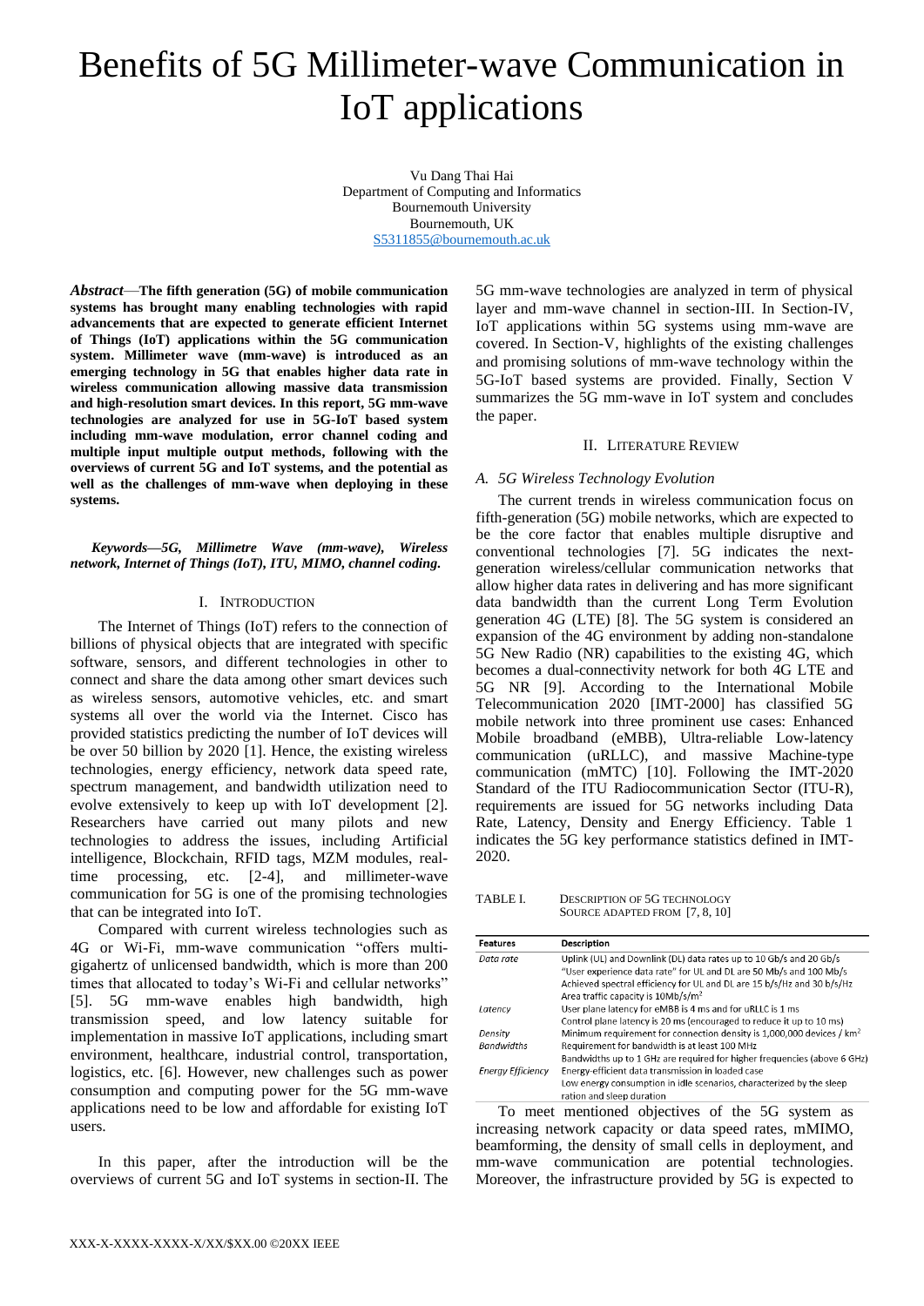# Benefits of 5G Millimeter-wave Communication in IoT applications

Vu Dang Thai Hai
Department of Computing and Informatics
Bournemouth University
Bournemouth, UK
S5311855@bournemouth.ac.uk

***Abstract*—The fifth generation (5G) of mobile communication systems has brought many enabling technologies with rapid advancements that are expected to generate efficient Internet of Things (IoT) applications within the 5G communication system. Millimeter wave (mm-wave) is introduced as an emerging technology in 5G that enables higher data rate in wireless communication allowing massive data transmission and high-resolution smart devices. In this report, 5G mm-wave technologies are analyzed for use in 5G-IoT based system including mm-wave modulation, error channel coding and multiple input multiple output methods, following with the overviews of current 5G and IoT systems, and the potential as well as the challenges of mm-wave when deploying in these systems.**

***Keywords—5G, Millimetre Wave (mm-wave), Wireless network, Internet of Things (IoT), ITU, MIMO, channel coding.***

## I. Introduction

The Internet of Things (IoT) refers to the connection of billions of physical objects that are integrated with specific software, sensors, and different technologies in other to connect and share the data among other smart devices such as wireless sensors, automotive vehicles, etc. and smart systems all over the world via the Internet. Cisco has provided statistics predicting the number of IoT devices will be over 50 billion by 2020 [1]. Hence, the existing wireless technologies, energy efficiency, network data speed rate, spectrum management, and bandwidth utilization need to evolve extensively to keep up with IoT development [2]. Researchers have carried out many pilots and new technologies to address the issues, including Artificial intelligence, Blockchain, RFID tags, MZM modules, real-time processing, etc. [2-4], and millimeter-wave communication for 5G is one of the promising technologies that can be integrated into IoT.

Compared with current wireless technologies such as 4G or Wi-Fi, mm-wave communication "offers multi-gigahertz of unlicensed bandwidth, which is more than 200 times that allocated to today's Wi-Fi and cellular networks" [5]. 5G mm-wave enables high bandwidth, high transmission speed, and low latency suitable for implementation in massive IoT applications, including smart environment, healthcare, industrial control, transportation, logistics, etc. [6]. However, new challenges such as power consumption and computing power for the 5G mm-wave applications need to be low and affordable for existing IoT users.

In this paper, after the introduction will be the overviews of current 5G and IoT systems in section-II. The 5G mm-wave technologies are analyzed in term of physical layer and mm-wave channel in section-III. In Section-IV, IoT applications within 5G systems using mm-wave are covered. In Section-V, highlights of the existing challenges and promising solutions of mm-wave technology within the 5G-IoT based systems are provided. Finally, Section V summarizes the 5G mm-wave in IoT system and concludes the paper.

## II. Literature Review

### A. 5G Wireless Technology Evolution

The current trends in wireless communication focus on fifth-generation (5G) mobile networks, which are expected to be the core factor that enables multiple disruptive and conventional technologies [7]. 5G indicates the next-generation wireless/cellular communication networks that allow higher data rates in delivering and has more significant data bandwidth than the current Long Term Evolution generation 4G (LTE) [8]. The 5G system is considered an expansion of the 4G environment by adding non-standalone 5G New Radio (NR) capabilities to the existing 4G, which becomes a dual-connectivity network for both 4G LTE and 5G NR [9]. According to the International Mobile Telecommunication 2020 [IMT-2000] has classified 5G mobile network into three prominent use cases: Enhanced Mobile broadband (eMBB), Ultra-reliable Low-latency communication (uRLLC), and massive Machine-type communication (mMTC) [10]. Following the IMT-2020 Standard of the ITU Radiocommunication Sector (ITU-R), requirements are issued for 5G networks including Data Rate, Latency, Density and Energy Efficiency. Table 1 indicates the 5G key performance statistics defined in IMT-2020.

TABLE I. DESCRIPTION OF 5G TECHNOLOGY
SOURCE ADAPTED FROM [7, 8, 10]

| Features | Description |
|---|---|
| *Data rate* | Uplink (UL) and Downlink (DL) data rates up to 10 Gb/s and 20 Gb/s<br>"User experience data rate" for UL and DL are 50 Mb/s and 100 Mb/s<br>Achieved spectral efficiency for UL and DL are 15 b/s/Hz and 30 b/s/Hz<br>Area traffic capacity is 10Mb/s/m² |
| *Latency* | User plane latency for eMBB is 4 ms and for uRLLC is 1 ms<br>Control plane latency is 20 ms (encouraged to reduce it up to 10 ms) |
| *Density* | Minimum requirement for connection density is 1,000,000 devices / km² |
| *Bandwidths* | Requirement for bandwidth is at least 100 MHz<br>Bandwidths up to 1 GHz are required for higher frequencies (above 6 GHz) |
| *Energy Efficiency* | Energy-efficient data transmission in loaded case<br>Low energy consumption in idle scenarios, characterized by the sleep ration and sleep duration |

To meet mentioned objectives of the 5G system as increasing network capacity or data speed rates, mMIMO, beamforming, the density of small cells in deployment, and mm-wave communication are potential technologies. Moreover, the infrastructure provided by 5G is expected to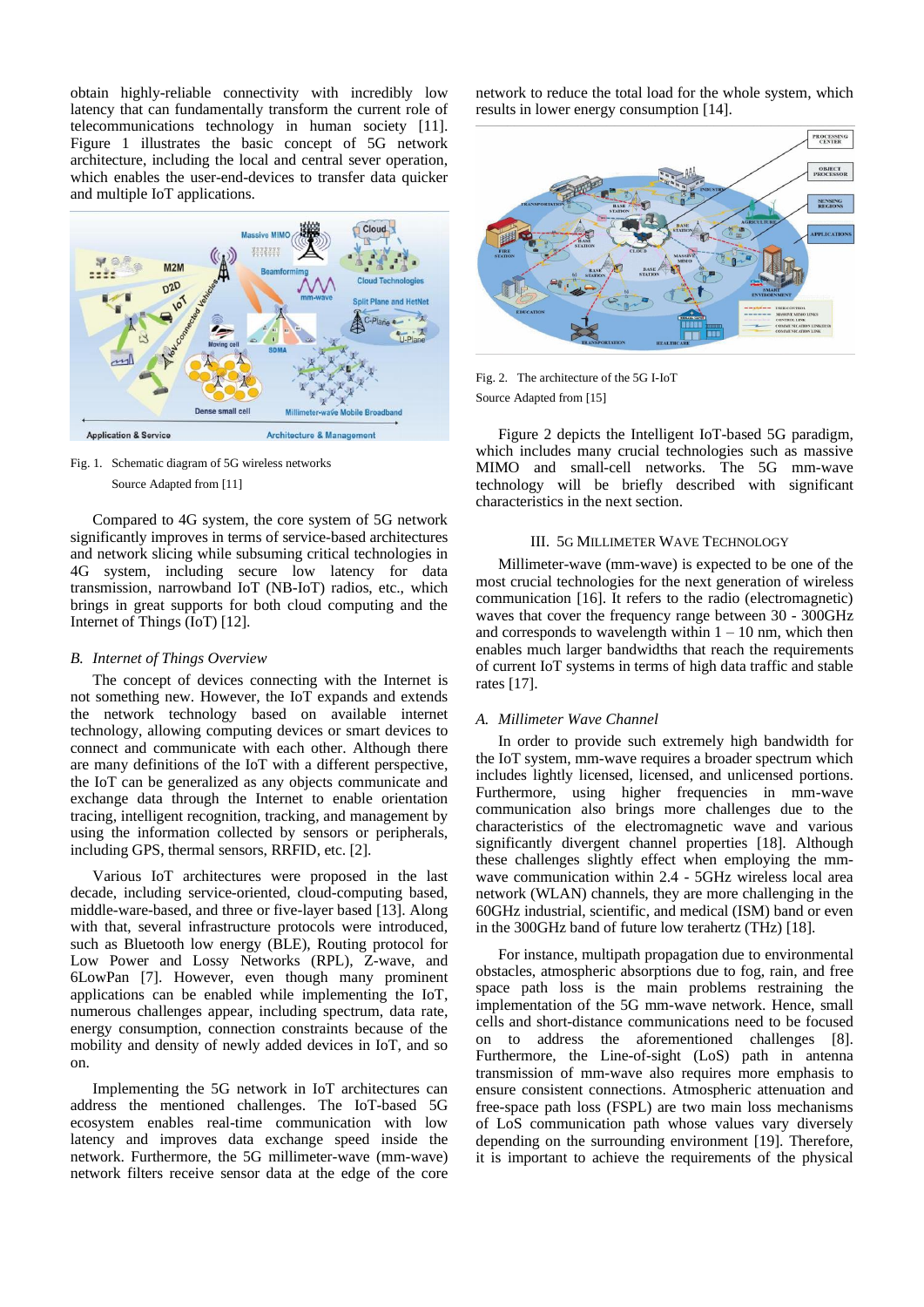obtain highly-reliable connectivity with incredibly low latency that can fundamentally transform the current role of telecommunications technology in human society [11]. Figure 1 illustrates the basic concept of 5G network architecture, including the local and central sever operation, which enables the user-end-devices to transfer data quicker and multiple IoT applications.

Fig. 1. Schematic diagram of 5G wireless networks

Source Adapted from [11]

Compared to 4G system, the core system of 5G network significantly improves in terms of service-based architectures and network slicing while subsuming critical technologies in 4G system, including secure low latency for data transmission, narrowband IoT (NB-IoT) radios, etc., which brings in great supports for both cloud computing and the Internet of Things (IoT) [12].

### *B. Internet of Things Overview*

The concept of devices connecting with the Internet is not something new. However, the IoT expands and extends the network technology based on available internet technology, allowing computing devices or smart devices to connect and communicate with each other. Although there are many definitions of the IoT with a different perspective, the IoT can be generalized as any objects communicate and exchange data through the Internet to enable orientation tracing, intelligent recognition, tracking, and management by using the information collected by sensors or peripherals, including GPS, thermal sensors, RRFID, etc. [2].

Various IoT architectures were proposed in the last decade, including service-oriented, cloud-computing based, middle-ware-based, and three or five-layer based [13]. Along with that, several infrastructure protocols were introduced, such as Bluetooth low energy (BLE), Routing protocol for Low Power and Lossy Networks (RPL), Z-wave, and 6LowPan [7]. However, even though many prominent applications can be enabled while implementing the IoT, numerous challenges appear, including spectrum, data rate, energy consumption, connection constraints because of the mobility and density of newly added devices in IoT, and so on.

Implementing the 5G network in IoT architectures can address the mentioned challenges. The IoT-based 5G ecosystem enables real-time communication with low latency and improves data exchange speed inside the network. Furthermore, the 5G millimeter-wave (mm-wave) network filters receive sensor data at the edge of the core network to reduce the total load for the whole system, which results in lower energy consumption [14].

Fig. 2. The architecture of the 5G I-IoT

Source Adapted from [15]

Figure 2 depicts the Intelligent IoT-based 5G paradigm, which includes many crucial technologies such as massive MIMO and small-cell networks. The 5G mm-wave technology will be briefly described with significant characteristics in the next section.

## III. 5G Millimeter Wave Technology

Millimeter-wave (mm-wave) is expected to be one of the most crucial technologies for the next generation of wireless communication [16]. It refers to the radio (electromagnetic) waves that cover the frequency range between 30 - 300GHz and corresponds to wavelength within 1 – 10 nm, which then enables much larger bandwidths that reach the requirements of current IoT systems in terms of high data traffic and stable rates [17].

### *A. Millimeter Wave Channel*

In order to provide such extremely high bandwidth for the IoT system, mm-wave requires a broader spectrum which includes lightly licensed, licensed, and unlicensed portions. Furthermore, using higher frequencies in mm-wave communication also brings more challenges due to the characteristics of the electromagnetic wave and various significantly divergent channel properties [18]. Although these challenges slightly effect when employing the mm-wave communication within 2.4 - 5GHz wireless local area network (WLAN) channels, they are more challenging in the 60GHz industrial, scientific, and medical (ISM) band or even in the 300GHz band of future low terahertz (THz) [18].

For instance, multipath propagation due to environmental obstacles, atmospheric absorptions due to fog, rain, and free space path loss is the main problems restraining the implementation of the 5G mm-wave network. Hence, small cells and short-distance communications need to be focused on to address the aforementioned challenges [8]. Furthermore, the Line-of-sight (LoS) path in antenna transmission of mm-wave also requires more emphasis to ensure consistent connections. Atmospheric attenuation and free-space path loss (FSPL) are two main loss mechanisms of LoS communication path whose values vary diversely depending on the surrounding environment [19]. Therefore, it is important to achieve the requirements of the physical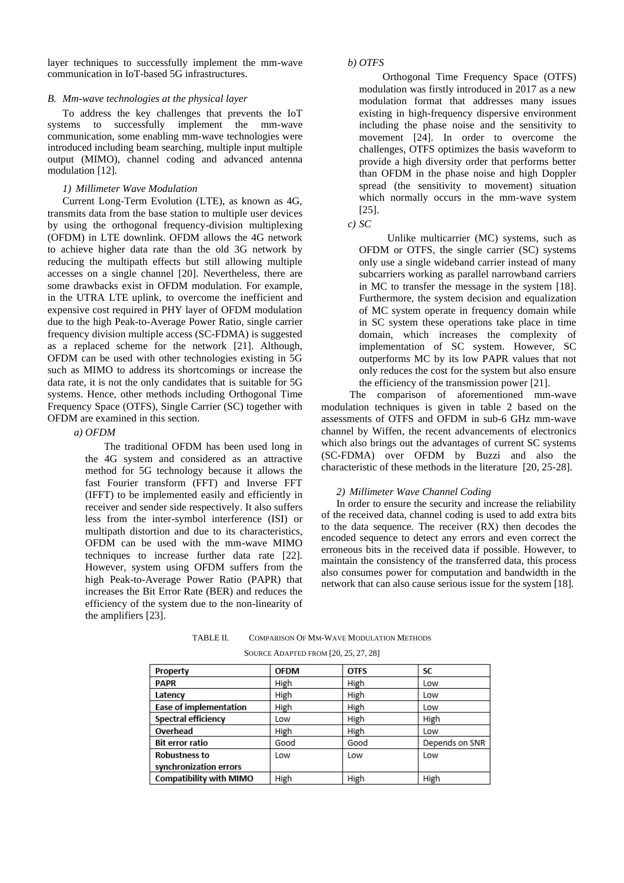layer techniques to successfully implement the mm-wave communication in IoT-based 5G infrastructures.

### B. Mm-wave technologies at the physical layer

To address the key challenges that prevents the IoT systems to successfully implement the mm-wave communication, some enabling mm-wave technologies were introduced including beam searching, multiple input multiple output (MIMO), channel coding and advanced antenna modulation [12].

#### 1) Millimeter Wave Modulation

Current Long-Term Evolution (LTE), as known as 4G, transmits data from the base station to multiple user devices by using the orthogonal frequency-division multiplexing (OFDM) in LTE downlink. OFDM allows the 4G network to achieve higher data rate than the old 3G network by reducing the multipath effects but still allowing multiple accesses on a single channel [20]. Nevertheless, there are some drawbacks exist in OFDM modulation. For example, in the UTRA LTE uplink, to overcome the inefficient and expensive cost required in PHY layer of OFDM modulation due to the high Peak-to-Average Power Ratio, single carrier frequency division multiple access (SC-FDMA) is suggested as a replaced scheme for the network [21]. Although, OFDM can be used with other technologies existing in 5G such as MIMO to address its shortcomings or increase the data rate, it is not the only candidates that is suitable for 5G systems. Hence, other methods including Orthogonal Time Frequency Space (OTFS), Single Carrier (SC) together with OFDM are examined in this section.

*a) OFDM*

The traditional OFDM has been used long in the 4G system and considered as an attractive method for 5G technology because it allows the fast Fourier transform (FFT) and Inverse FFT (IFFT) to be implemented easily and efficiently in receiver and sender side respectively. It also suffers less from the inter-symbol interference (ISI) or multipath distortion and due to its characteristics, OFDM can be used with the mm-wave MIMO techniques to increase further data rate [22]. However, system using OFDM suffers from the high Peak-to-Average Power Ratio (PAPR) that increases the Bit Error Rate (BER) and reduces the efficiency of the system due to the non-linearity of the amplifiers [23].

*b) OTFS*

Orthogonal Time Frequency Space (OTFS) modulation was firstly introduced in 2017 as a new modulation format that addresses many issues existing in high-frequency dispersive environment including the phase noise and the sensitivity to movement [24]. In order to overcome the challenges, OTFS optimizes the basis waveform to provide a high diversity order that performs better than OFDM in the phase noise and high Doppler spread (the sensitivity to movement) situation which normally occurs in the mm-wave system [25].

*c) SC*

Unlike multicarrier (MC) systems, such as OFDM or OTFS, the single carrier (SC) systems only use a single wideband carrier instead of many subcarriers working as parallel narrowband carriers in MC to transfer the message in the system [18]. Furthermore, the system decision and equalization of MC system operate in frequency domain while in SC system these operations take place in time domain, which increases the complexity of implementation of SC system. However, SC outperforms MC by its low PAPR values that not only reduces the cost for the system but also ensure the efficiency of the transmission power [21].

The comparison of aforementioned mm-wave modulation techniques is given in table 2 based on the assessments of OTFS and OFDM in sub-6 GHz mm-wave channel by Wiffen, the recent advancements of electronics which also brings out the advantages of current SC systems (SC-FDMA) over OFDM by Buzzi and also the characteristic of these methods in the literature [20, 25-28].

#### 2) Millimeter Wave Channel Coding

In order to ensure the security and increase the reliability of the received data, channel coding is used to add extra bits to the data sequence. The receiver (RX) then decodes the encoded sequence to detect any errors and even correct the erroneous bits in the received data if possible. However, to maintain the consistency of the transferred data, this process also consumes power for computation and bandwidth in the network that can also cause serious issue for the system [18].

TABLE II. COMPARISON OF MM-WAVE MODULATION METHODS

SOURCE ADAPTED FROM [20, 25, 27, 28]

| Property | OFDM | OTFS | SC |
|---|---|---|---|
| PAPR | High | High | Low |
| Latency | High | High | Low |
| Ease of implementation | High | High | Low |
| Spectral efficiency | Low | High | High |
| Overhead | High | High | Low |
| Bit error ratio | Good | Good | Depends on SNR |
| Robustness to synchronization errors | Low | Low | Low |
| Compatibility with MIMO | High | High | High |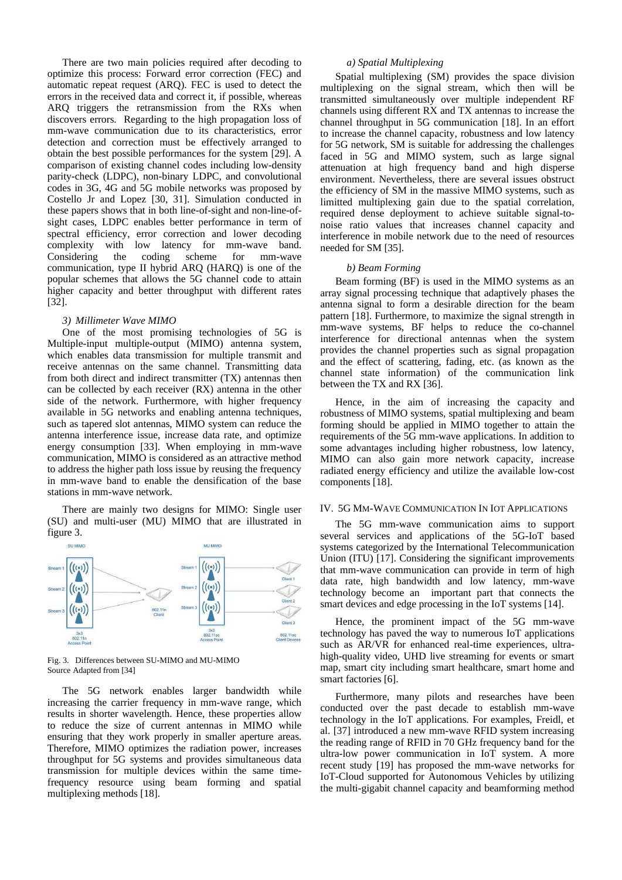There are two main policies required after decoding to optimize this process: Forward error correction (FEC) and automatic repeat request (ARQ). FEC is used to detect the errors in the received data and correct it, if possible, whereas ARQ triggers the retransmission from the RXs when discovers errors. Regarding to the high propagation loss of mm-wave communication due to its characteristics, error detection and correction must be effectively arranged to obtain the best possible performances for the system [29]. A comparison of existing channel codes including low-density parity-check (LDPC), non-binary LDPC, and convolutional codes in 3G, 4G and 5G mobile networks was proposed by Costello Jr and Lopez [30, 31]. Simulation conducted in these papers shows that in both line-of-sight and non-line-of-sight cases, LDPC enables better performance in term of spectral efficiency, error correction and lower decoding complexity with low latency for mm-wave band. Considering the coding scheme for mm-wave communication, type II hybrid ARQ (HARQ) is one of the popular schemes that allows the 5G channel code to attain higher capacity and better throughput with different rates [32].

### *3) Millimeter Wave MIMO*

One of the most promising technologies of 5G is Multiple-input multiple-output (MIMO) antenna system, which enables data transmission for multiple transmit and receive antennas on the same channel. Transmitting data from both direct and indirect transmitter (TX) antennas then can be collected by each receiver (RX) antenna in the other side of the network. Furthermore, with higher frequency available in 5G networks and enabling antenna techniques, such as tapered slot antennas, MIMO system can reduce the antenna interference issue, increase data rate, and optimize energy consumption [33]. When employing in mm-wave communication, MIMO is considered as an attractive method to address the higher path loss issue by reusing the frequency in mm-wave band to enable the densification of the base stations in mm-wave network.

There are mainly two designs for MIMO: Single user (SU) and multi-user (MU) MIMO that are illustrated in figure 3.

Fig. 3. Differences between SU-MIMO and MU-MIMO
Source Adapted from [34]

The 5G network enables larger bandwidth while increasing the carrier frequency in mm-wave range, which results in shorter wavelength. Hence, these properties allow to reduce the size of current antennas in MIMO while ensuring that they work properly in smaller aperture areas. Therefore, MIMO optimizes the radiation power, increases throughput for 5G systems and provides simultaneous data transmission for multiple devices within the same time-frequency resource using beam forming and spatial multiplexing methods [18].

#### *a) Spatial Multiplexing*

Spatial multiplexing (SM) provides the space division multiplexing on the signal stream, which then will be transmitted simultaneously over multiple independent RF channels using different RX and TX antennas to increase the channel throughput in 5G communication [18]. In an effort to increase the channel capacity, robustness and low latency for 5G network, SM is suitable for addressing the challenges faced in 5G and MIMO system, such as large signal attenuation at high frequency band and high disperse environment. Nevertheless, there are several issues obstruct the efficiency of SM in the massive MIMO systems, such as limitted multiplexing gain due to the spatial correlation, required dense deployment to achieve suitable signal-to-noise ratio values that increases channel capacity and interference in mobile network due to the need of resources needed for SM [35].

#### *b) Beam Forming*

Beam forming (BF) is used in the MIMO systems as an array signal processing technique that adaptively phases the antenna signal to form a desirable direction for the beam pattern [18]. Furthermore, to maximize the signal strength in mm-wave systems, BF helps to reduce the co-channel interference for directional antennas when the system provides the channel properties such as signal propagation and the effect of scattering, fading, etc. (as known as the channel state information) of the communication link between the TX and RX [36].

Hence, in the aim of increasing the capacity and robustness of MIMO systems, spatial multiplexing and beam forming should be applied in MIMO together to attain the requirements of the 5G mm-wave applications. In addition to some advantages including higher robustness, low latency, MIMO can also gain more network capacity, increase radiated energy efficiency and utilize the available low-cost components [18].

## IV. 5G Mm-Wave Communication In IoT Applications

The 5G mm-wave communication aims to support several services and applications of the 5G-IoT based systems categorized by the International Telecommunication Union (ITU) [17]. Considering the significant improvements that mm-wave communication can provide in term of high data rate, high bandwidth and low latency, mm-wave technology become an important part that connects the smart devices and edge processing in the IoT systems [14].

Hence, the prominent impact of the 5G mm-wave technology has paved the way to numerous IoT applications such as AR/VR for enhanced real-time experiences, ultra-high-quality video, UHD live streaming for events or smart map, smart city including smart healthcare, smart home and smart factories [6].

Furthermore, many pilots and researches have been conducted over the past decade to establish mm-wave technology in the IoT applications. For examples, Freidl, et al. [37] introduced a new mm-wave RFID system increasing the reading range of RFID in 70 GHz frequency band for the ultra-low power communication in IoT system. A more recent study [19] has proposed the mm-wave networks for IoT-Cloud supported for Autonomous Vehicles by utilizing the multi-gigabit channel capacity and beamforming method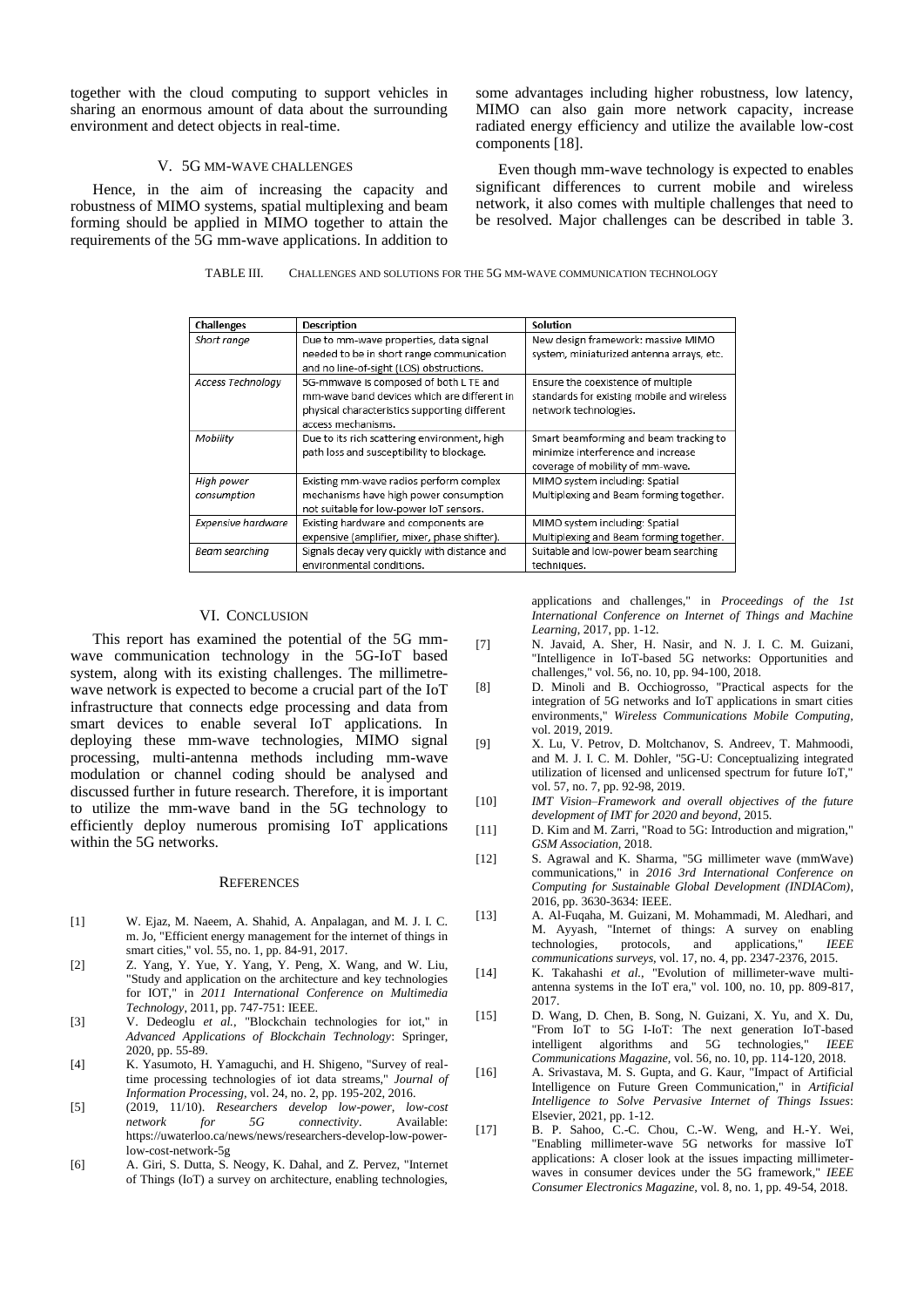together with the cloud computing to support vehicles in sharing an enormous amount of data about the surrounding environment and detect objects in real-time.

## V. 5G MM-WAVE CHALLENGES

Hence, in the aim of increasing the capacity and robustness of MIMO systems, spatial multiplexing and beam forming should be applied in MIMO together to attain the requirements of the 5G mm-wave applications. In addition to some advantages including higher robustness, low latency, MIMO can also gain more network capacity, increase radiated energy efficiency and utilize the available low-cost components [18].

Even though mm-wave technology is expected to enables significant differences to current mobile and wireless network, it also comes with multiple challenges that need to be resolved. Major challenges can be described in table 3.

TABLE III. CHALLENGES AND SOLUTIONS FOR THE 5G MM-WAVE COMMUNICATION TECHNOLOGY

| Challenges | Description | Solution |
|---|---|---|
| *Short range* | Due to mm-wave properties, data signal needed to be in short range communication and no line-of-sight (LOS) obstructions. | New design framework: massive MIMO system, miniaturized antenna arrays, etc. |
| *Access Technology* | 5G-mmwave is composed of both LTE and mm-wave band devices which are different in physical characteristics supporting different access mechanisms. | Ensure the coexistence of multiple standards for existing mobile and wireless network technologies. |
| *Mobility* | Due to its rich scattering environment, high path loss and susceptibility to blockage. | Smart beamforming and beam tracking to minimize interference and increase coverage of mobility of mm-wave. |
| *High power consumption* | Existing mm-wave radios perform complex mechanisms have high power consumption not suitable for low-power IoT sensors. | MIMO system including: Spatial Multiplexing and Beam forming together. |
| *Expensive hardware* | Existing hardware and components are expensive (amplifier, mixer, phase shifter). | MIMO system including: Spatial Multiplexing and Beam forming together. |
| *Beam searching* | Signals decay very quickly with distance and environmental conditions. | Suitable and low-power beam searching techniques. |

## VI. CONCLUSION

This report has examined the potential of the 5G mm-wave communication technology in the 5G-IoT based system, along with its existing challenges. The millimetre-wave network is expected to become a crucial part of the IoT infrastructure that connects edge processing and data from smart devices to enable several IoT applications. In deploying these mm-wave technologies, MIMO signal processing, multi-antenna methods including mm-wave modulation or channel coding should be analysed and discussed further in future research. Therefore, it is important to utilize the mm-wave band in the 5G technology to efficiently deploy numerous promising IoT applications within the 5G networks.

## REFERENCES

[1] W. Ejaz, M. Naeem, A. Shahid, A. Anpalagan, and M. J. I. C. m. Jo, "Efficient energy management for the internet of things in smart cities," vol. 55, no. 1, pp. 84-91, 2017.

[2] Z. Yang, Y. Yue, Y. Yang, Y. Peng, X. Wang, and W. Liu, "Study and application on the architecture and key technologies for IOT," in *2011 International Conference on Multimedia Technology*, 2011, pp. 747-751: IEEE.

[3] V. Dedeoglu *et al.*, "Blockchain technologies for iot," in *Advanced Applications of Blockchain Technology*: Springer, 2020, pp. 55-89.

[4] K. Yasumoto, H. Yamaguchi, and H. Shigeno, "Survey of real-time processing technologies of iot data streams," *Journal of Information Processing*, vol. 24, no. 2, pp. 195-202, 2016.

[5] (2019, 11/10). *Researchers develop low-power, low-cost network for 5G connectivity*. Available: https://uwaterloo.ca/news/news/researchers-develop-low-power-low-cost-network-5g

[6] A. Giri, S. Dutta, S. Neogy, K. Dahal, and Z. Pervez, "Internet of Things (IoT) a survey on architecture, enabling technologies, applications and challenges," in *Proceedings of the 1st International Conference on Internet of Things and Machine Learning*, 2017, pp. 1-12.

[7] N. Javaid, A. Sher, H. Nasir, and N. J. I. C. M. Guizani, "Intelligence in IoT-based 5G networks: Opportunities and challenges," vol. 56, no. 10, pp. 94-100, 2018.

[8] D. Minoli and B. Occhiogrosso, "Practical aspects for the integration of 5G networks and IoT applications in smart cities environments," *Wireless Communications Mobile Computing*, vol. 2019, 2019.

[9] X. Lu, V. Petrov, D. Moltchanov, S. Andreev, T. Mahmoodi, and M. J. I. C. M. Dohler, "5G-U: Conceptualizing integrated utilization of licensed and unlicensed spectrum for future IoT," vol. 57, no. 7, pp. 92-98, 2019.

[10] *IMT Vision–Framework and overall objectives of the future development of IMT for 2020 and beyond*, 2015.

[11] D. Kim and M. Zarri, "Road to 5G: Introduction and migration," *GSM Association*, 2018.

[12] S. Agrawal and K. Sharma, "5G millimeter wave (mmWave) communications," in *2016 3rd International Conference on Computing for Sustainable Global Development (INDIACom)*, 2016, pp. 3630-3634: IEEE.

[13] A. Al-Fuqaha, M. Guizani, M. Mohammadi, M. Aledhari, and M. Ayyash, "Internet of things: A survey on enabling technologies, protocols, and applications," *IEEE communications surveys*, vol. 17, no. 4, pp. 2347-2376, 2015.

[14] K. Takahashi *et al.*, "Evolution of millimeter-wave multi-antenna systems in the IoT era," vol. 100, no. 10, pp. 809-817, 2017.

[15] D. Wang, D. Chen, B. Song, N. Guizani, X. Yu, and X. Du, "From IoT to 5G I-IoT: The next generation IoT-based intelligent algorithms and 5G technologies," *IEEE Communications Magazine*, vol. 56, no. 10, pp. 114-120, 2018.

[16] A. Srivastava, M. S. Gupta, and G. Kaur, "Impact of Artificial Intelligence on Future Green Communication," in *Artificial Intelligence to Solve Pervasive Internet of Things Issues*: Elsevier, 2021, pp. 1-12.

[17] B. P. Sahoo, C.-C. Chou, C.-W. Weng, and H.-Y. Wei, "Enabling millimeter-wave 5G networks for massive IoT applications: A closer look at the issues impacting millimeter-waves in consumer devices under the 5G framework," *IEEE Consumer Electronics Magazine*, vol. 8, no. 1, pp. 49-54, 2018.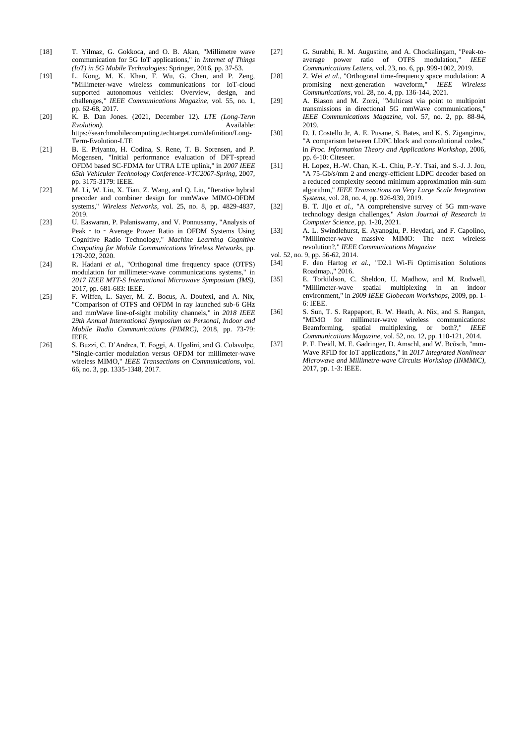[18] T. Yilmaz, G. Gokkoca, and O. B. Akan, "Millimetre wave communication for 5G IoT applications," in *Internet of Things (IoT) in 5G Mobile Technologies*: Springer, 2016, pp. 37-53.

[19] L. Kong, M. K. Khan, F. Wu, G. Chen, and P. Zeng, "Millimeter-wave wireless communications for IoT-cloud supported autonomous vehicles: Overview, design, and challenges," *IEEE Communications Magazine*, vol. 55, no. 1, pp. 62-68, 2017.

[20] K. B. Dan Jones. (2021, December 12). *LTE (Long-Term Evolution)*. Available: https://searchmobilecomputing.techtarget.com/definition/Long-Term-Evolution-LTE

[21] B. E. Priyanto, H. Codina, S. Rene, T. B. Sorensen, and P. Mogensen, "Initial performance evaluation of DFT-spread OFDM based SC-FDMA for UTRA LTE uplink," in *2007 IEEE 65th Vehicular Technology Conference-VTC2007-Spring*, 2007, pp. 3175-3179: IEEE.

[22] M. Li, W. Liu, X. Tian, Z. Wang, and Q. Liu, "Iterative hybrid precoder and combiner design for mmWave MIMO-OFDM systems," *Wireless Networks*, vol. 25, no. 8, pp. 4829-4837, 2019.

[23] U. Easwaran, P. Palaniswamy, and V. Ponnusamy, "Analysis of Peak‐to‐Average Power Ratio in OFDM Systems Using Cognitive Radio Technology," *Machine Learning Cognitive Computing for Mobile Communications Wireless Networks*, pp. 179-202, 2020.

[24] R. Hadani *et al.*, "Orthogonal time frequency space (OTFS) modulation for millimeter-wave communications systems," in *2017 IEEE MTT-S International Microwave Symposium (IMS)*, 2017, pp. 681-683: IEEE.

[25] F. Wiffen, L. Sayer, M. Z. Bocus, A. Doufexi, and A. Nix, "Comparison of OTFS and OFDM in ray launched sub-6 GHz and mmWave line-of-sight mobility channels," in *2018 IEEE 29th Annual International Symposium on Personal, Indoor and Mobile Radio Communications (PIMRC)*, 2018, pp. 73-79: IEEE.

[26] S. Buzzi, C. D'Andrea, T. Foggi, A. Ugolini, and G. Colavolpe, "Single-carrier modulation versus OFDM for millimeter-wave wireless MIMO," *IEEE Transactions on Communications*, vol. 66, no. 3, pp. 1335-1348, 2017.

[27] G. Surabhi, R. M. Augustine, and A. Chockalingam, "Peak-to-average power ratio of OTFS modulation," *IEEE Communications Letters*, vol. 23, no. 6, pp. 999-1002, 2019.

[28] Z. Wei *et al.*, "Orthogonal time-frequency space modulation: A promising next-generation waveform," *IEEE Wireless Communications*, vol. 28, no. 4, pp. 136-144, 2021.

[29] A. Biason and M. Zorzi, "Multicast via point to multipoint transmissions in directional 5G mmWave communications," *IEEE Communications Magazine*, vol. 57, no. 2, pp. 88-94, 2019.

[30] D. J. Costello Jr, A. E. Pusane, S. Bates, and K. S. Zigangirov, "A comparison between LDPC block and convolutional codes," in *Proc. Information Theory and Applications Workshop*, 2006, pp. 6-10: Citeseer.

[31] H. Lopez, H.-W. Chan, K.-L. Chiu, P.-Y. Tsai, and S.-J. J. Jou, "A 75-Gb/s/mm 2 and energy-efficient LDPC decoder based on a reduced complexity second minimum approximation min-sum algorithm," *IEEE Transactions on Very Large Scale Integration Systems*, vol. 28, no. 4, pp. 926-939, 2019.

[32] B. T. Jijo *et al.*, "A comprehensive survey of 5G mm-wave technology design challenges," *Asian Journal of Research in Computer Science*, pp. 1-20, 2021.

[33] A. L. Swindlehurst, E. Ayanoglu, P. Heydari, and F. Capolino, "Millimeter-wave massive MIMO: The next wireless revolution?," *IEEE Communications Magazine* vol. 52, no. 9, pp. 56-62, 2014.

[34] F. den Hartog *et al.*, "D2.1 Wi-Fi Optimisation Solutions Roadmap.," 2016.

[35] E. Torkildson, C. Sheldon, U. Madhow, and M. Rodwell, "Millimeter-wave spatial multiplexing in an indoor environment," in *2009 IEEE Globecom Workshops*, 2009, pp. 1-6: IEEE.

[36] S. Sun, T. S. Rappaport, R. W. Heath, A. Nix, and S. Rangan, "MIMO for millimeter-wave wireless communications: Beamforming, spatial multiplexing, or both?," *IEEE Communications Magazine*, vol. 52, no. 12, pp. 110-121, 2014.

[37] P. F. Freidl, M. E. Gadringer, D. Amschl, and W. Bcõsch, "mm-Wave RFID for IoT applications," in *2017 Integrated Nonlinear Microwave and Millimetre-wave Circuits Workshop (INMMiC)*, 2017, pp. 1-3: IEEE.